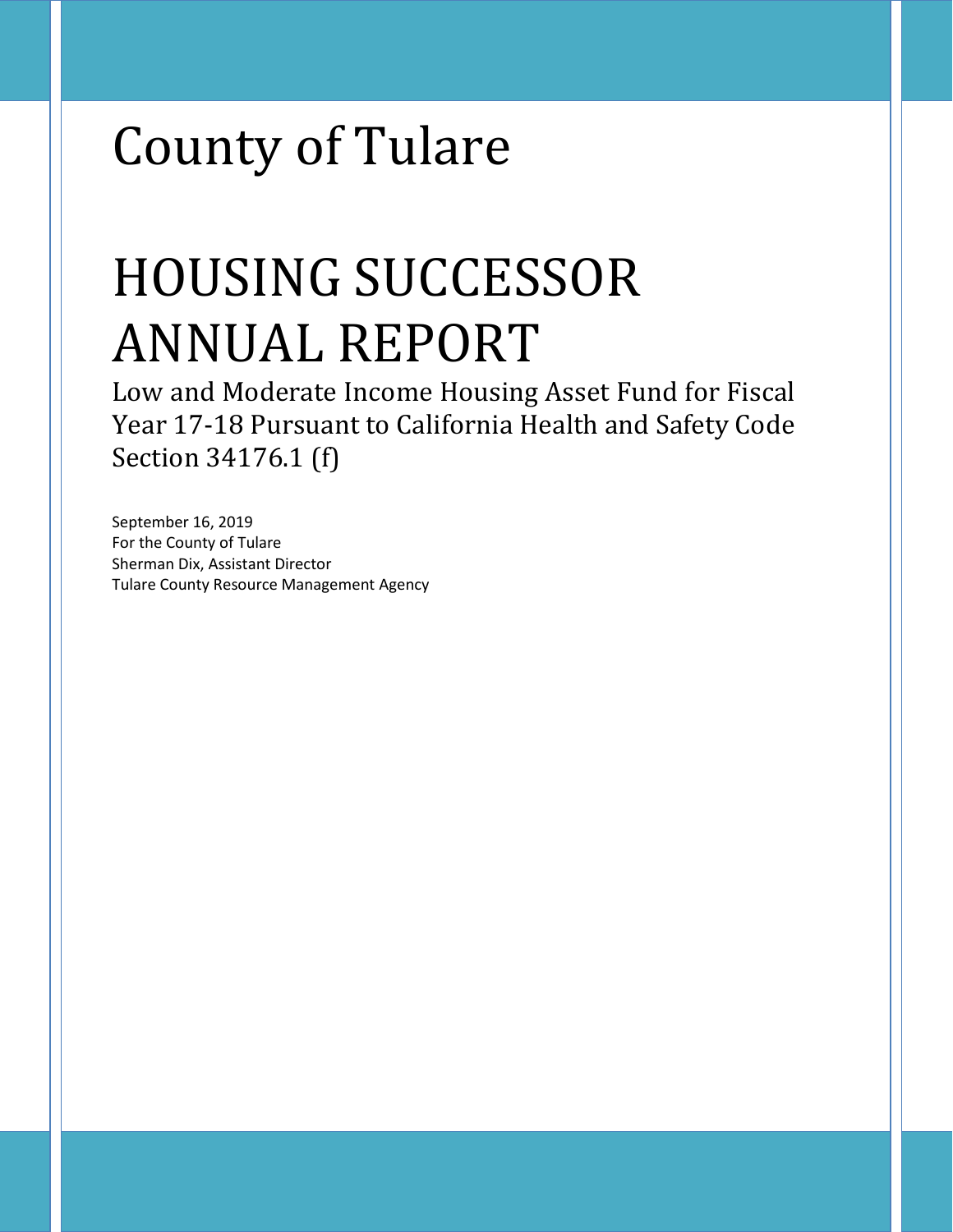# County of Tulare

# HOUSING SUCCESSOR ANNUAL REPORT

Low and Moderate Income Housing Asset Fund for Fiscal Year 17-18 Pursuant to California Health and Safety Code Section 34176.1 (f)

September 16, 2019
For the County of Tulare
Sherman Dix, Assistant Director
Tulare County Resource Management Agency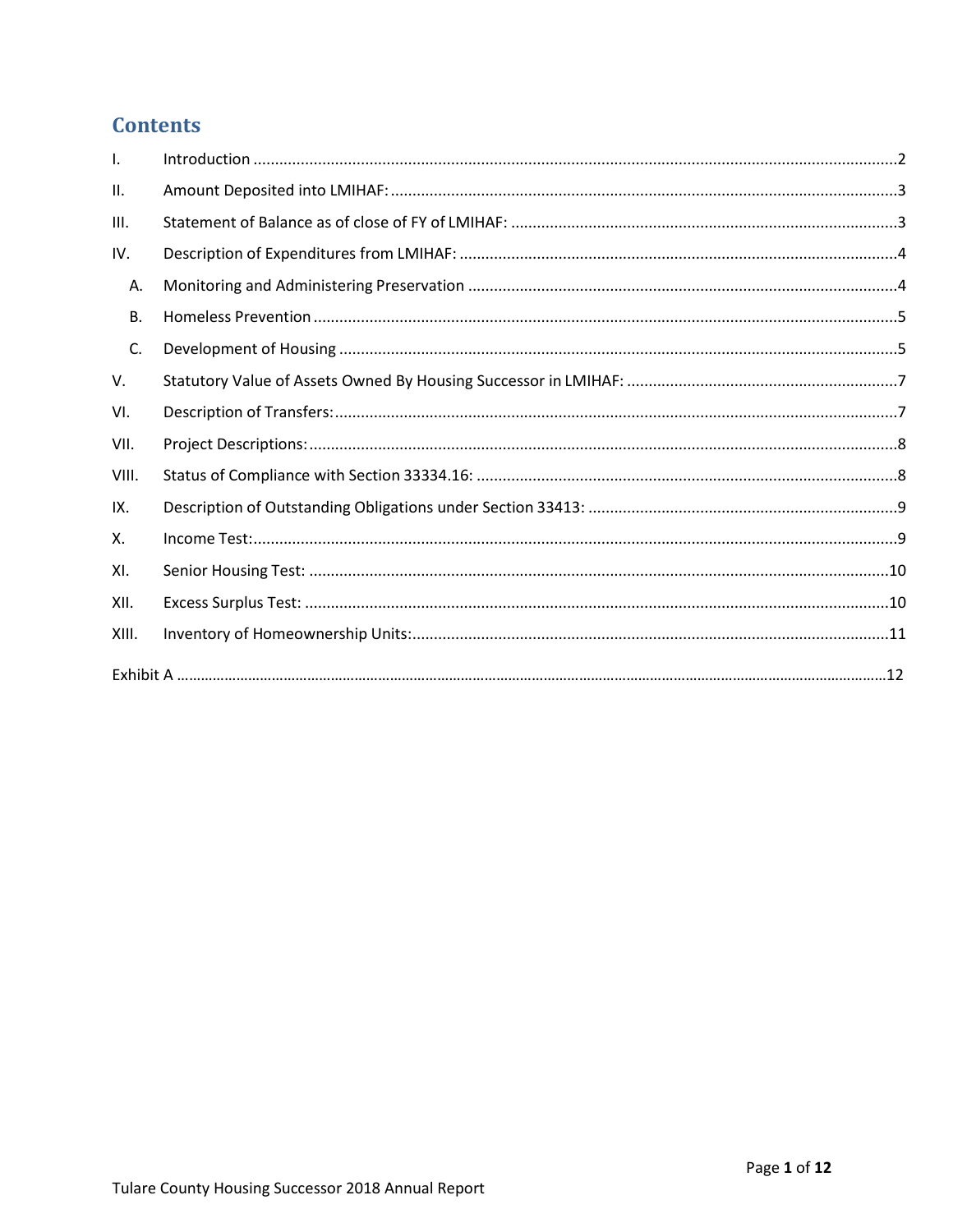# Contents

| | | |
|---|---|---|
| I. | Introduction | 2 |
| II. | Amount Deposited into LMIHAF: | 3 |
| III. | Statement of Balance as of close of FY of LMIHAF: | 3 |
| IV. | Description of Expenditures from LMIHAF: | 4 |
| A. | Monitoring and Administering Preservation | 4 |
| B. | Homeless Prevention | 5 |
| C. | Development of Housing | 5 |
| V. | Statutory Value of Assets Owned By Housing Successor in LMIHAF: | 7 |
| VI. | Description of Transfers: | 7 |
| VII. | Project Descriptions: | 8 |
| VIII. | Status of Compliance with Section 33334.16: | 8 |
| IX. | Description of Outstanding Obligations under Section 33413: | 9 |
| X. | Income Test: | 9 |
| XI. | Senior Housing Test: | 10 |
| XII. | Excess Surplus Test: | 10 |
| XIII. | Inventory of Homeownership Units: | 11 |
| Exhibit A | | 12 |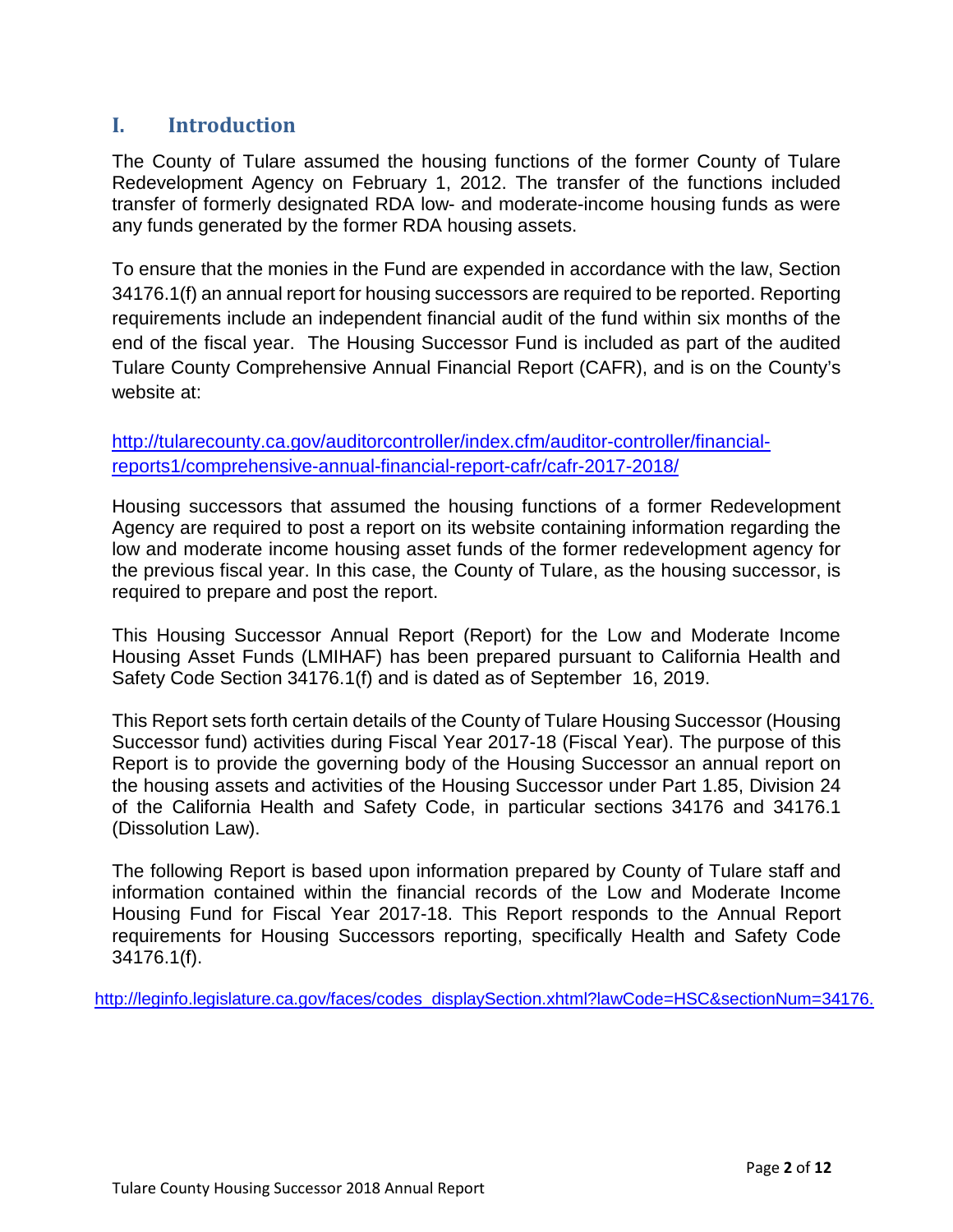## I. Introduction

The County of Tulare assumed the housing functions of the former County of Tulare Redevelopment Agency on February 1, 2012. The transfer of the functions included transfer of formerly designated RDA low- and moderate-income housing funds as were any funds generated by the former RDA housing assets.

To ensure that the monies in the Fund are expended in accordance with the law, Section 34176.1(f) an annual report for housing successors are required to be reported. Reporting requirements include an independent financial audit of the fund within six months of the end of the fiscal year. The Housing Successor Fund is included as part of the audited Tulare County Comprehensive Annual Financial Report (CAFR), and is on the County's website at:

http://tularecounty.ca.gov/auditorcontroller/index.cfm/auditor-controller/financial-reports1/comprehensive-annual-financial-report-cafr/cafr-2017-2018/

Housing successors that assumed the housing functions of a former Redevelopment Agency are required to post a report on its website containing information regarding the low and moderate income housing asset funds of the former redevelopment agency for the previous fiscal year. In this case, the County of Tulare, as the housing successor, is required to prepare and post the report.

This Housing Successor Annual Report (Report) for the Low and Moderate Income Housing Asset Funds (LMIHAF) has been prepared pursuant to California Health and Safety Code Section 34176.1(f) and is dated as of September 16, 2019.

This Report sets forth certain details of the County of Tulare Housing Successor (Housing Successor fund) activities during Fiscal Year 2017-18 (Fiscal Year). The purpose of this Report is to provide the governing body of the Housing Successor an annual report on the housing assets and activities of the Housing Successor under Part 1.85, Division 24 of the California Health and Safety Code, in particular sections 34176 and 34176.1 (Dissolution Law).

The following Report is based upon information prepared by County of Tulare staff and information contained within the financial records of the Low and Moderate Income Housing Fund for Fiscal Year 2017-18. This Report responds to the Annual Report requirements for Housing Successors reporting, specifically Health and Safety Code 34176.1(f).

http://leginfo.legislature.ca.gov/faces/codes_displaySection.xhtml?lawCode=HSC&sectionNum=34176.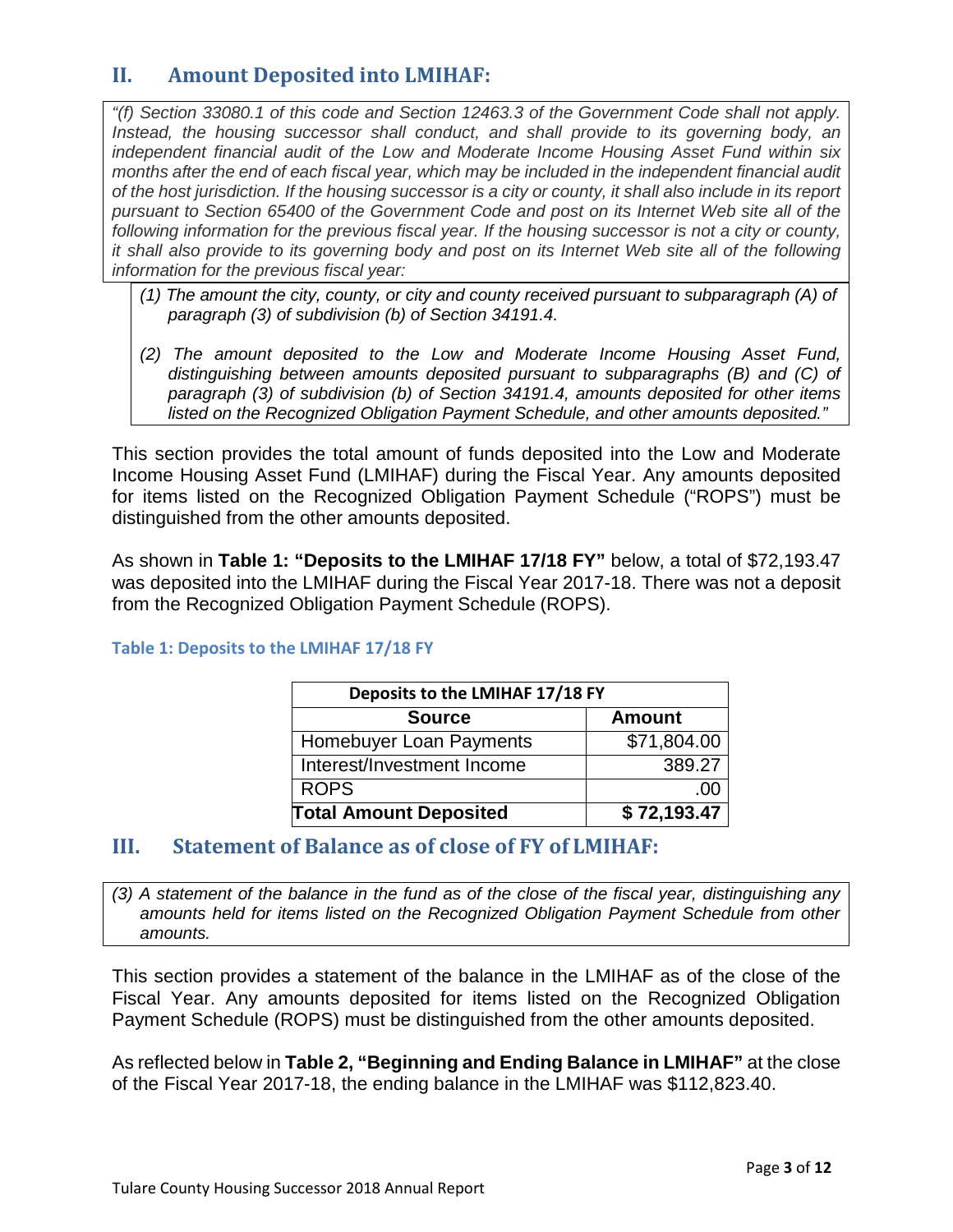## II. Amount Deposited into LMIHAF:

*"(f) Section 33080.1 of this code and Section 12463.3 of the Government Code shall not apply. Instead, the housing successor shall conduct, and shall provide to its governing body, an independent financial audit of the Low and Moderate Income Housing Asset Fund within six months after the end of each fiscal year, which may be included in the independent financial audit of the host jurisdiction. If the housing successor is a city or county, it shall also include in its report pursuant to Section 65400 of the Government Code and post on its Internet Web site all of the following information for the previous fiscal year. If the housing successor is not a city or county, it shall also provide to its governing body and post on its Internet Web site all of the following information for the previous fiscal year:*

*(1) The amount the city, county, or city and county received pursuant to subparagraph (A) of paragraph (3) of subdivision (b) of Section 34191.4.*

*(2) The amount deposited to the Low and Moderate Income Housing Asset Fund, distinguishing between amounts deposited pursuant to subparagraphs (B) and (C) of paragraph (3) of subdivision (b) of Section 34191.4, amounts deposited for other items listed on the Recognized Obligation Payment Schedule, and other amounts deposited."*

This section provides the total amount of funds deposited into the Low and Moderate Income Housing Asset Fund (LMIHAF) during the Fiscal Year. Any amounts deposited for items listed on the Recognized Obligation Payment Schedule ("ROPS") must be distinguished from the other amounts deposited.

As shown in **Table 1: "Deposits to the LMIHAF 17/18 FY"** below, a total of $72,193.47 was deposited into the LMIHAF during the Fiscal Year 2017-18. There was not a deposit from the Recognized Obligation Payment Schedule (ROPS).

#### Table 1: Deposits to the LMIHAF 17/18 FY

| Deposits to the LMIHAF 17/18 FY | |
|---|---|
| **Source** | **Amount** |
| Homebuyer Loan Payments | $71,804.00 |
| Interest/Investment Income | 389.27 |
| ROPS | .00 |
| **Total Amount Deposited** | **$ 72,193.47** |

## III. Statement of Balance as of close of FY of LMIHAF:

*(3) A statement of the balance in the fund as of the close of the fiscal year, distinguishing any amounts held for items listed on the Recognized Obligation Payment Schedule from other amounts.*

This section provides a statement of the balance in the LMIHAF as of the close of the Fiscal Year. Any amounts deposited for items listed on the Recognized Obligation Payment Schedule (ROPS) must be distinguished from the other amounts deposited.

As reflected below in **Table 2, "Beginning and Ending Balance in LMIHAF"** at the close of the Fiscal Year 2017-18, the ending balance in the LMIHAF was $112,823.40.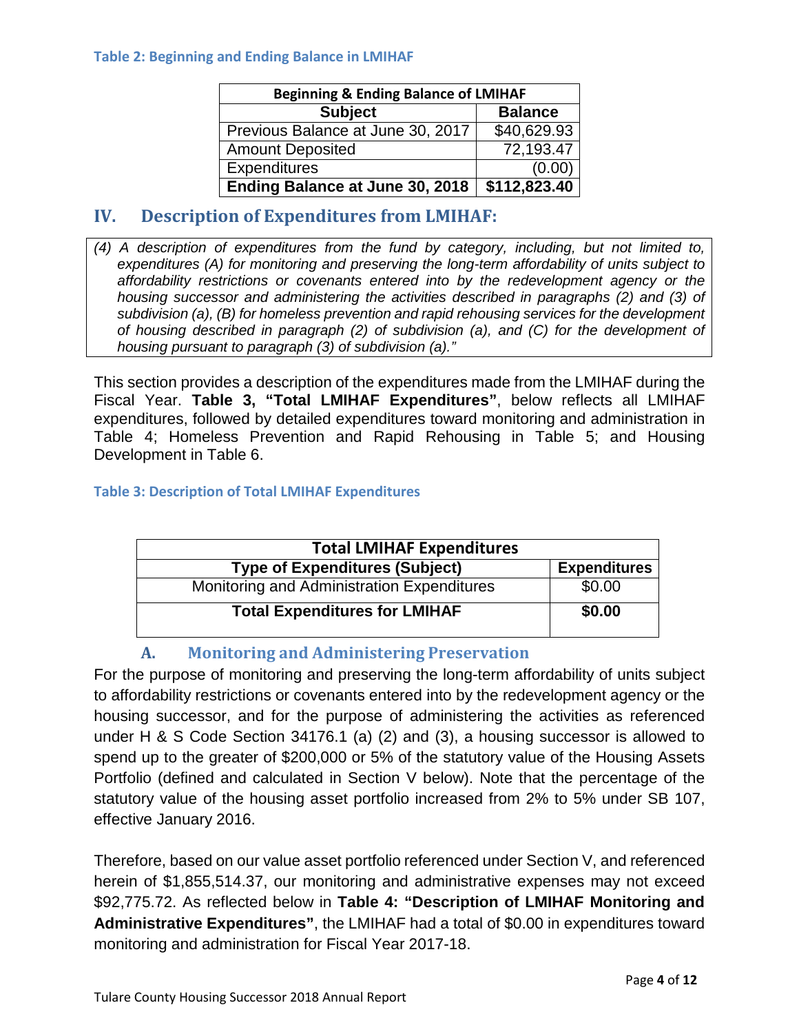#### Table 2: Beginning and Ending Balance in LMIHAF

| Beginning & Ending Balance of LMIHAF | |
|---|---|
| **Subject** | **Balance** |
| Previous Balance at June 30, 2017 | $40,629.93 |
| Amount Deposited | 72,193.47 |
| Expenditures | (0.00) |
| **Ending Balance at June 30, 2018** | **$112,823.40** |

## IV. Description of Expenditures from LMIHAF:

*(4) A description of expenditures from the fund by category, including, but not limited to, expenditures (A) for monitoring and preserving the long-term affordability of units subject to affordability restrictions or covenants entered into by the redevelopment agency or the housing successor and administering the activities described in paragraphs (2) and (3) of subdivision (a), (B) for homeless prevention and rapid rehousing services for the development of housing described in paragraph (2) of subdivision (a), and (C) for the development of housing pursuant to paragraph (3) of subdivision (a)."*

This section provides a description of the expenditures made from the LMIHAF during the Fiscal Year. **Table 3, "Total LMIHAF Expenditures"**, below reflects all LMIHAF expenditures, followed by detailed expenditures toward monitoring and administration in Table 4; Homeless Prevention and Rapid Rehousing in Table 5; and Housing Development in Table 6.

#### Table 3: Description of Total LMIHAF Expenditures

| Total LMIHAF Expenditures | |
|---|---|
| **Type of Expenditures (Subject)** | **Expenditures** |
| Monitoring and Administration Expenditures | $0.00 |
| **Total Expenditures for LMIHAF** | **$0.00** |

### A. Monitoring and Administering Preservation

For the purpose of monitoring and preserving the long-term affordability of units subject to affordability restrictions or covenants entered into by the redevelopment agency or the housing successor, and for the purpose of administering the activities as referenced under H & S Code Section 34176.1 (a) (2) and (3), a housing successor is allowed to spend up to the greater of $200,000 or 5% of the statutory value of the Housing Assets Portfolio (defined and calculated in Section V below). Note that the percentage of the statutory value of the housing asset portfolio increased from 2% to 5% under SB 107, effective January 2016.

Therefore, based on our value asset portfolio referenced under Section V, and referenced herein of $1,855,514.37, our monitoring and administrative expenses may not exceed $92,775.72. As reflected below in **Table 4: "Description of LMIHAF Monitoring and Administrative Expenditures"**, the LMIHAF had a total of $0.00 in expenditures toward monitoring and administration for Fiscal Year 2017-18.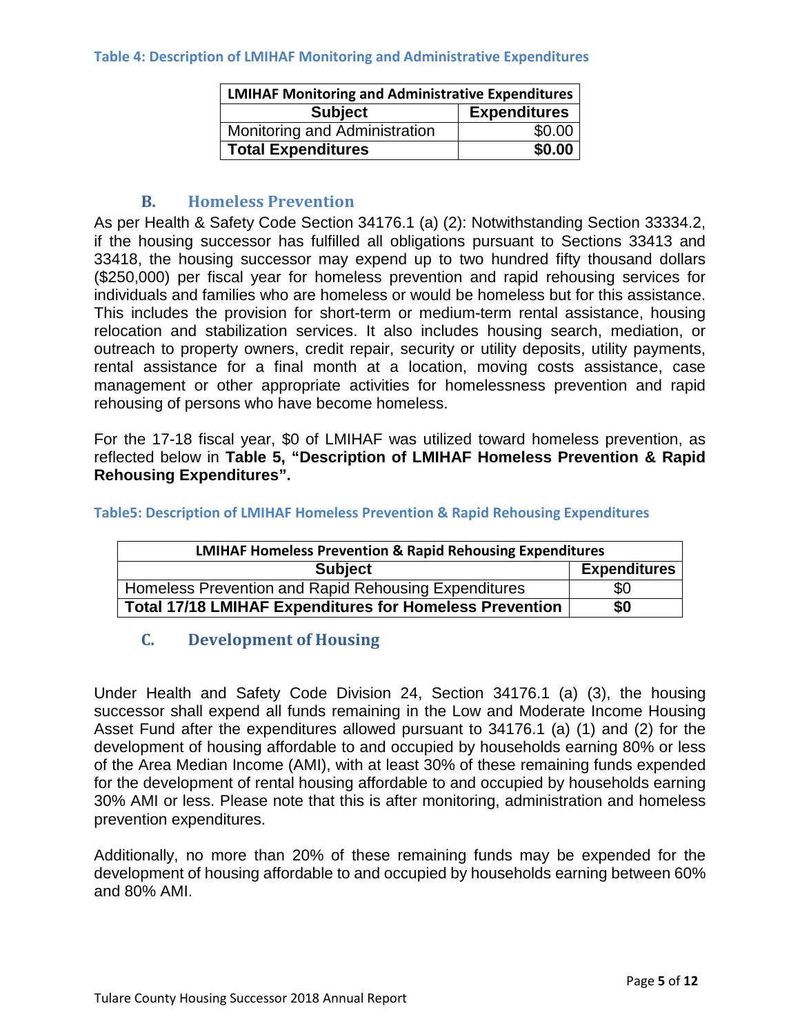**Table 4: Description of LMIHAF Monitoring and Administrative Expenditures**

| LMIHAF Monitoring and Administrative Expenditures | |
|---|---|
| **Subject** | **Expenditures** |
| Monitoring and Administration | $0.00 |
| **Total Expenditures** | **$0.00** |

## B. Homeless Prevention

As per Health & Safety Code Section 34176.1 (a) (2): Notwithstanding Section 33334.2, if the housing successor has fulfilled all obligations pursuant to Sections 33413 and 33418, the housing successor may expend up to two hundred fifty thousand dollars ($250,000) per fiscal year for homeless prevention and rapid rehousing services for individuals and families who are homeless or would be homeless but for this assistance. This includes the provision for short-term or medium-term rental assistance, housing relocation and stabilization services. It also includes housing search, mediation, or outreach to property owners, credit repair, security or utility deposits, utility payments, rental assistance for a final month at a location, moving costs assistance, case management or other appropriate activities for homelessness prevention and rapid rehousing of persons who have become homeless.

For the 17-18 fiscal year, $0 of LMIHAF was utilized toward homeless prevention, as reflected below in **Table 5, "Description of LMIHAF Homeless Prevention & Rapid Rehousing Expenditures".**

**Table5: Description of LMIHAF Homeless Prevention & Rapid Rehousing Expenditures**

| LMIHAF Homeless Prevention & Rapid Rehousing Expenditures | |
|---|---|
| **Subject** | **Expenditures** |
| Homeless Prevention and Rapid Rehousing Expenditures | $0 |
| **Total 17/18 LMIHAF Expenditures for Homeless Prevention** | **$0** |

## C. Development of Housing

Under Health and Safety Code Division 24, Section 34176.1 (a) (3), the housing successor shall expend all funds remaining in the Low and Moderate Income Housing Asset Fund after the expenditures allowed pursuant to 34176.1 (a) (1) and (2) for the development of housing affordable to and occupied by households earning 80% or less of the Area Median Income (AMI), with at least 30% of these remaining funds expended for the development of rental housing affordable to and occupied by households earning 30% AMI or less. Please note that this is after monitoring, administration and homeless prevention expenditures.

Additionally, no more than 20% of these remaining funds may be expended for the development of housing affordable to and occupied by households earning between 60% and 80% AMI.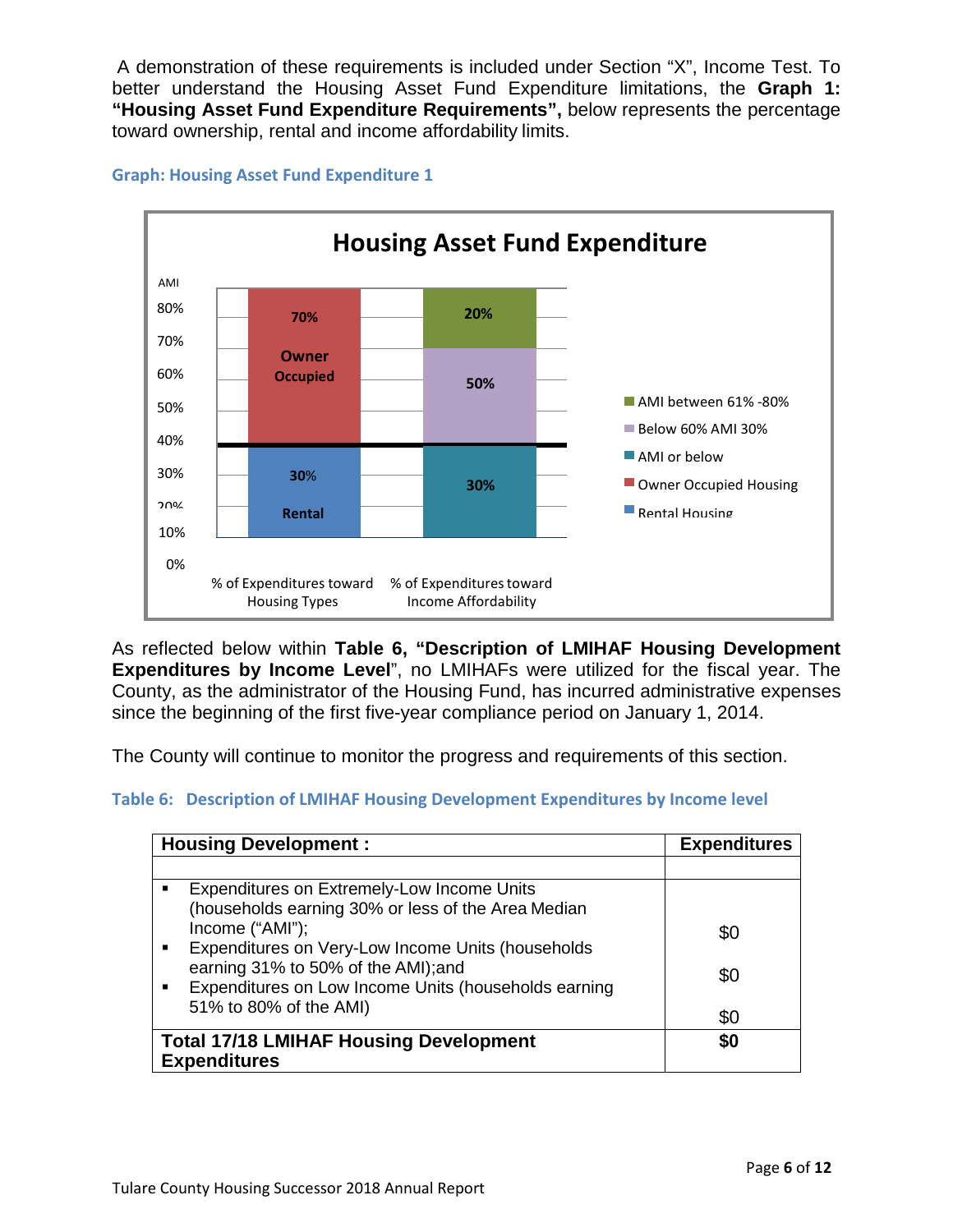A demonstration of these requirements is included under Section "X", Income Test. To better understand the Housing Asset Fund Expenditure limitations, the **Graph 1: "Housing Asset Fund Expenditure Requirements",** below represents the percentage toward ownership, rental and income affordability limits.

**Graph: Housing Asset Fund Expenditure 1**

**Housing Asset Fund Expenditure**

| AMI | % of Expenditures toward Housing Types | % of Expenditures toward Income Affordability |
|---|---|---|
| Upper | 70% Owner Occupied | 20% (AMI between 61% -80%) |
| Middle | | 50% (Below 60% AMI 30%) |
| Lower | 30% Rental | 30% (AMI or below) |

Legend: AMI between 61% -80%; Below 60% AMI 30%; AMI or below; Owner Occupied Housing; Rental Housing

As reflected below within **Table 6, "Description of LMIHAF Housing Development Expenditures by Income Level**", no LMIHAFs were utilized for the fiscal year. The County, as the administrator of the Housing Fund, has incurred administrative expenses since the beginning of the first five-year compliance period on January 1, 2014.

The County will continue to monitor the progress and requirements of this section.

**Table 6: Description of LMIHAF Housing Development Expenditures by Income level**

| **Housing Development :** | **Expenditures** |
|---|---|
| | |
| ▪ Expenditures on Extremely-Low Income Units (households earning 30% or less of the Area Median Income ("AMI"); | $0 |
| ▪ Expenditures on Very-Low Income Units (households earning 31% to 50% of the AMI);and | $0 |
| ▪ Expenditures on Low Income Units (households earning 51% to 80% of the AMI) | $0 |
| **Total 17/18 LMIHAF Housing Development Expenditures** | **$0** |

Tulare County Housing Successor 2018 Annual Report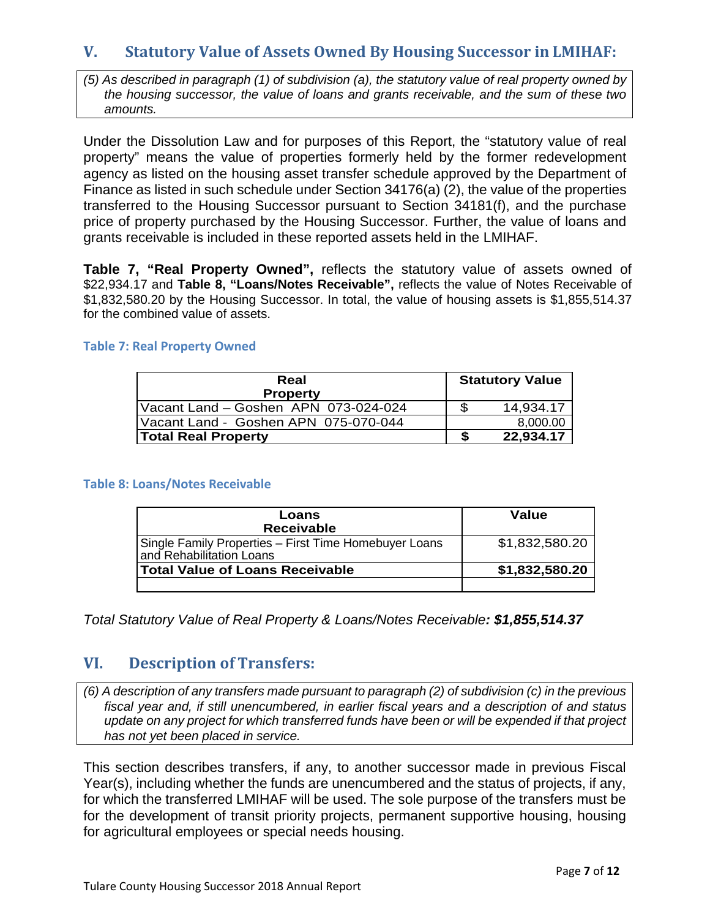## V. Statutory Value of Assets Owned By Housing Successor in LMIHAF:

*(5) As described in paragraph (1) of subdivision (a), the statutory value of real property owned by the housing successor, the value of loans and grants receivable, and the sum of these two amounts.*

Under the Dissolution Law and for purposes of this Report, the "statutory value of real property" means the value of properties formerly held by the former redevelopment agency as listed on the housing asset transfer schedule approved by the Department of Finance as listed in such schedule under Section 34176(a) (2), the value of the properties transferred to the Housing Successor pursuant to Section 34181(f), and the purchase price of property purchased by the Housing Successor. Further, the value of loans and grants receivable is included in these reported assets held in the LMIHAF.

**Table 7, "Real Property Owned",** reflects the statutory value of assets owned of $22,934.17 and **Table 8, "Loans/Notes Receivable",** reflects the value of Notes Receivable of $1,832,580.20 by the Housing Successor. In total, the value of housing assets is $1,855,514.37 for the combined value of assets.

### Table 7: Real Property Owned

| Real Property | Statutory Value |
|---|---|
| Vacant Land – Goshen APN 073-024-024 | $ 14,934.17 |
| Vacant Land - Goshen APN 075-070-044 | 8,000.00 |
| **Total Real Property** | **$ 22,934.17** |

### Table 8: Loans/Notes Receivable

| Loans Receivable | Value |
|---|---|
| Single Family Properties – First Time Homebuyer Loans and Rehabilitation Loans | $1,832,580.20 |
| **Total Value of Loans Receivable** | **$1,832,580.20** |
| | |

*Total Statutory Value of Real Property & Loans/Notes Receivable**: $1,855,514.37***

## VI. Description of Transfers:

*(6) A description of any transfers made pursuant to paragraph (2) of subdivision (c) in the previous fiscal year and, if still unencumbered, in earlier fiscal years and a description of and status update on any project for which transferred funds have been or will be expended if that project has not yet been placed in service.*

This section describes transfers, if any, to another successor made in previous Fiscal Year(s), including whether the funds are unencumbered and the status of projects, if any, for which the transferred LMIHAF will be used. The sole purpose of the transfers must be for the development of transit priority projects, permanent supportive housing, housing for agricultural employees or special needs housing.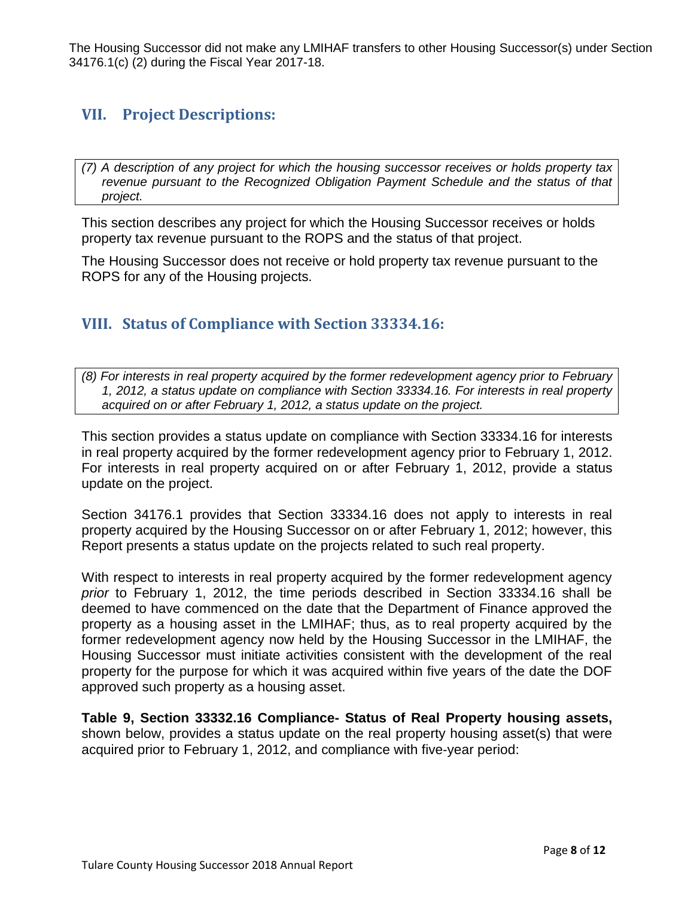The Housing Successor did not make any LMIHAF transfers to other Housing Successor(s) under Section 34176.1(c) (2) during the Fiscal Year 2017-18.

## VII. Project Descriptions:

*(7) A description of any project for which the housing successor receives or holds property tax revenue pursuant to the Recognized Obligation Payment Schedule and the status of that project.*

This section describes any project for which the Housing Successor receives or holds property tax revenue pursuant to the ROPS and the status of that project.

The Housing Successor does not receive or hold property tax revenue pursuant to the ROPS for any of the Housing projects.

## VIII. Status of Compliance with Section 33334.16:

*(8) For interests in real property acquired by the former redevelopment agency prior to February 1, 2012, a status update on compliance with Section 33334.16. For interests in real property acquired on or after February 1, 2012, a status update on the project.*

This section provides a status update on compliance with Section 33334.16 for interests in real property acquired by the former redevelopment agency prior to February 1, 2012. For interests in real property acquired on or after February 1, 2012, provide a status update on the project.

Section 34176.1 provides that Section 33334.16 does not apply to interests in real property acquired by the Housing Successor on or after February 1, 2012; however, this Report presents a status update on the projects related to such real property.

With respect to interests in real property acquired by the former redevelopment agency *prior* to February 1, 2012, the time periods described in Section 33334.16 shall be deemed to have commenced on the date that the Department of Finance approved the property as a housing asset in the LMIHAF; thus, as to real property acquired by the former redevelopment agency now held by the Housing Successor in the LMIHAF, the Housing Successor must initiate activities consistent with the development of the real property for the purpose for which it was acquired within five years of the date the DOF approved such property as a housing asset.

**Table 9, Section 33332.16 Compliance- Status of Real Property housing assets,** shown below, provides a status update on the real property housing asset(s) that were acquired prior to February 1, 2012, and compliance with five-year period: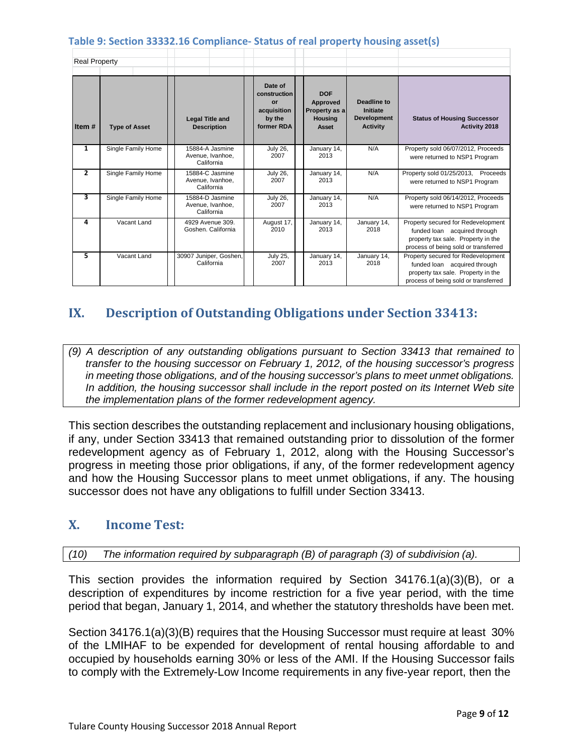**Table 9: Section 33332.16 Compliance- Status of real property housing asset(s)**

Real Property

| Item # | Type of Asset | Legal Title and Description | Date of construction or acquisition by the former RDA | DOF Approved Property as a Housing Asset | Deadline to Initiate Development Activity | Status of Housing Successor Activity 2018 |
|---|---|---|---|---|---|---|
| 1 | Single Family Home | 15884-A Jasmine Avenue, Ivanhoe, California | July 26, 2007 | January 14, 2013 | N/A | Property sold 06/07/2012, Proceeds were returned to NSP1 Program |
| 2 | Single Family Home | 15884-C Jasmine Avenue, Ivanhoe, California | July 26, 2007 | January 14, 2013 | N/A | Property sold 01/25/2013, Proceeds were returned to NSP1 Program |
| 3 | Single Family Home | 15884-D Jasmine Avenue, Ivanhoe, California | July 26, 2007 | January 14, 2013 | N/A | Property sold 06/14/2012, Proceeds were returned to NSP1 Program |
| 4 | Vacant Land | 4929 Avenue 309. Goshen. California | August 17, 2010 | January 14, 2013 | January 14, 2018 | Property secured for Redevelopment funded loan acquired through property tax sale. Property in the process of being sold or transferred |
| 5 | Vacant Land | 30907 Juniper, Goshen, California | July 25, 2007 | January 14, 2013 | January 14, 2018 | Property secured for Redevelopment funded loan acquired through property tax sale. Property in the process of being sold or transferred |

## IX. Description of Outstanding Obligations under Section 33413:

*(9) A description of any outstanding obligations pursuant to Section 33413 that remained to transfer to the housing successor on February 1, 2012, of the housing successor's progress in meeting those obligations, and of the housing successor's plans to meet unmet obligations. In addition, the housing successor shall include in the report posted on its Internet Web site the implementation plans of the former redevelopment agency.*

This section describes the outstanding replacement and inclusionary housing obligations, if any, under Section 33413 that remained outstanding prior to dissolution of the former redevelopment agency as of February 1, 2012, along with the Housing Successor's progress in meeting those prior obligations, if any, of the former redevelopment agency and how the Housing Successor plans to meet unmet obligations, if any. The housing successor does not have any obligations to fulfill under Section 33413.

## X. Income Test:

*(10) The information required by subparagraph (B) of paragraph (3) of subdivision (a).*

This section provides the information required by Section 34176.1(a)(3)(B), or a description of expenditures by income restriction for a five year period, with the time period that began, January 1, 2014, and whether the statutory thresholds have been met.

Section 34176.1(a)(3)(B) requires that the Housing Successor must require at least 30% of the LMIHAF to be expended for development of rental housing affordable to and occupied by households earning 30% or less of the AMI. If the Housing Successor fails to comply with the Extremely-Low Income requirements in any five-year report, then the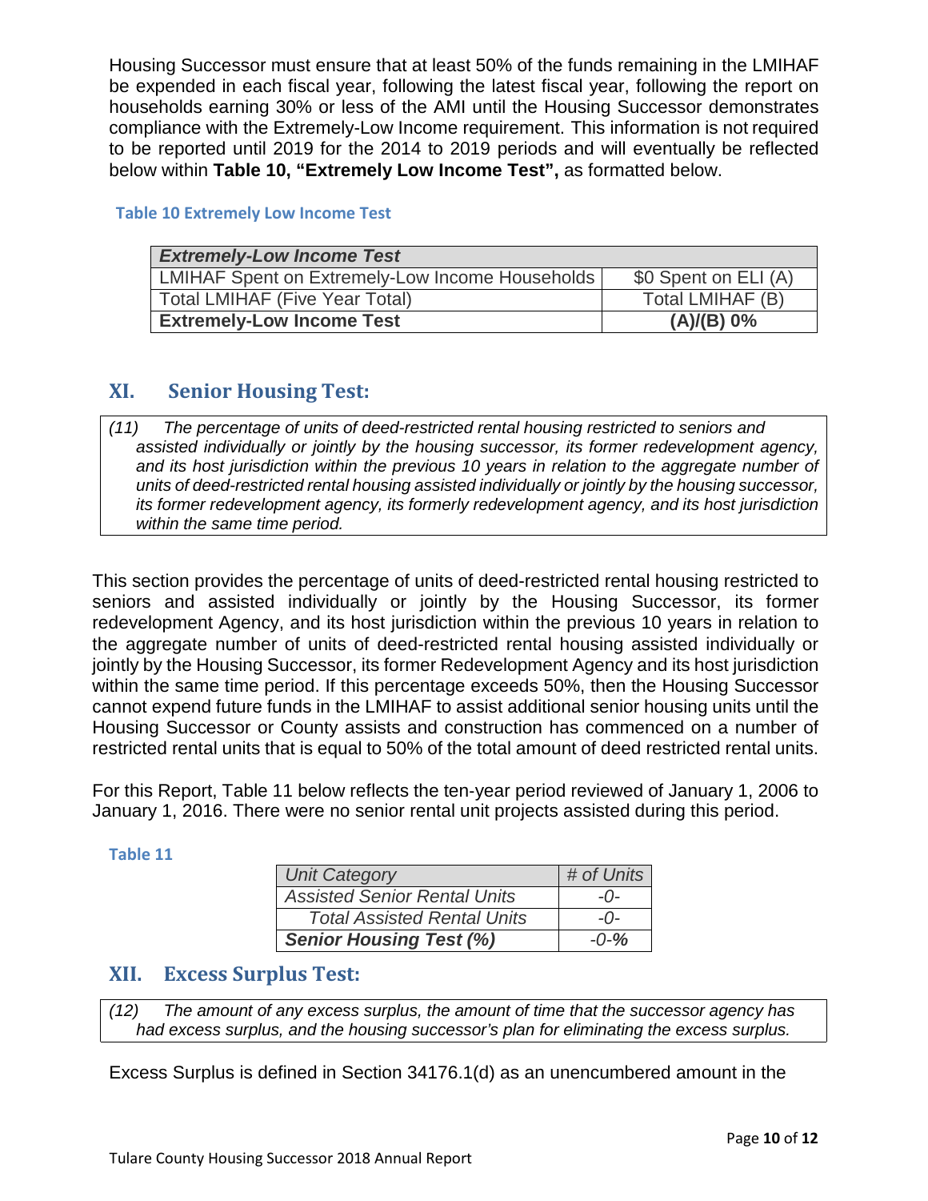Housing Successor must ensure that at least 50% of the funds remaining in the LMIHAF be expended in each fiscal year, following the latest fiscal year, following the report on households earning 30% or less of the AMI until the Housing Successor demonstrates compliance with the Extremely-Low Income requirement. This information is not required to be reported until 2019 for the 2014 to 2019 periods and will eventually be reflected below within **Table 10, "Extremely Low Income Test",** as formatted below.

**Table 10 Extremely Low Income Test**

| ***Extremely-Low Income Test*** | |
|---|---|
| LMIHAF Spent on Extremely-Low Income Households | $0 Spent on ELI (A) |
| Total LMIHAF (Five Year Total) | Total LMIHAF (B) |
| **Extremely-Low Income Test** | **(A)/(B) 0%** |

## XI. Senior Housing Test:

*(11) The percentage of units of deed-restricted rental housing restricted to seniors and assisted individually or jointly by the housing successor, its former redevelopment agency, and its host jurisdiction within the previous 10 years in relation to the aggregate number of units of deed-restricted rental housing assisted individually or jointly by the housing successor, its former redevelopment agency, its formerly redevelopment agency, and its host jurisdiction within the same time period.*

This section provides the percentage of units of deed-restricted rental housing restricted to seniors and assisted individually or jointly by the Housing Successor, its former redevelopment Agency, and its host jurisdiction within the previous 10 years in relation to the aggregate number of units of deed-restricted rental housing assisted individually or jointly by the Housing Successor, its former Redevelopment Agency and its host jurisdiction within the same time period. If this percentage exceeds 50%, then the Housing Successor cannot expend future funds in the LMIHAF to assist additional senior housing units until the Housing Successor or County assists and construction has commenced on a number of restricted rental units that is equal to 50% of the total amount of deed restricted rental units.

For this Report, Table 11 below reflects the ten-year period reviewed of January 1, 2006 to January 1, 2016. There were no senior rental unit projects assisted during this period.

**Table 11**

| *Unit Category* | *# of Units* |
|---|---|
| *Assisted Senior Rental Units* | *-0-* |
| *Total Assisted Rental Units* | *-0-* |
| ***Senior Housing Test (%)*** | *-0-**%*** |

## XII. Excess Surplus Test:

*(12) The amount of any excess surplus, the amount of time that the successor agency has had excess surplus, and the housing successor's plan for eliminating the excess surplus.*

Excess Surplus is defined in Section 34176.1(d) as an unencumbered amount in the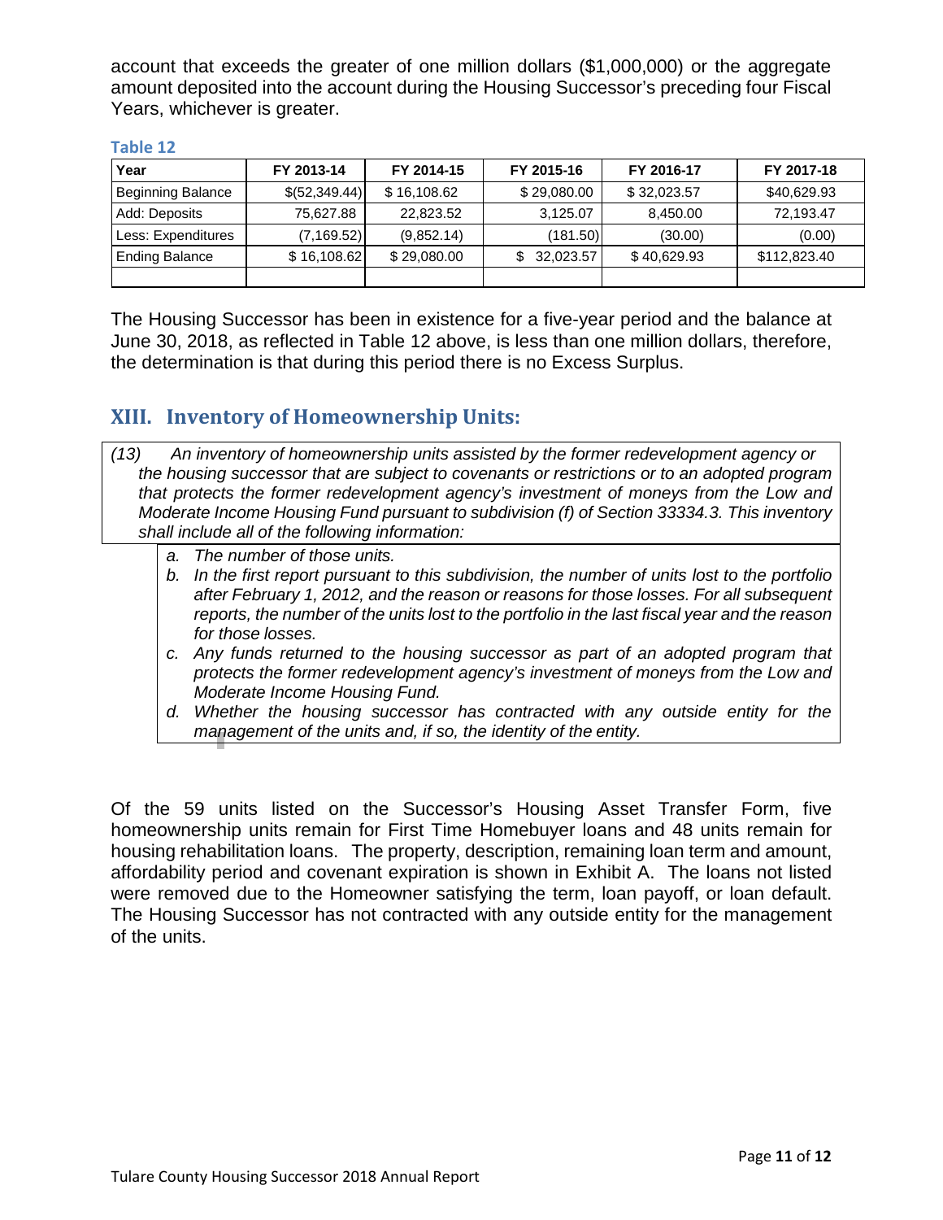account that exceeds the greater of one million dollars ($1,000,000) or the aggregate amount deposited into the account during the Housing Successor's preceding four Fiscal Years, whichever is greater.

**Table 12**

| Year | FY 2013-14 | FY 2014-15 | FY 2015-16 | FY 2016-17 | FY 2017-18 |
|---|---|---|---|---|---|
| Beginning Balance | $(52,349.44) | $ 16,108.62 | $ 29,080.00 | $ 32,023.57 | $40,629.93 |
| Add: Deposits | 75,627.88 | 22,823.52 | 3,125.07 | 8,450.00 | 72,193.47 |
| Less: Expenditures | (7,169.52) | (9,852.14) | (181.50) | (30.00) | (0.00) |
| Ending Balance | $ 16,108.62 | $ 29,080.00 | $ 32,023.57 | $ 40,629.93 | $112,823.40 |
| | | | | | |

The Housing Successor has been in existence for a five-year period and the balance at June 30, 2018, as reflected in Table 12 above, is less than one million dollars, therefore, the determination is that during this period there is no Excess Surplus.

## XIII. Inventory of Homeownership Units:

*(13) An inventory of homeownership units assisted by the former redevelopment agency or the housing successor that are subject to covenants or restrictions or to an adopted program that protects the former redevelopment agency's investment of moneys from the Low and Moderate Income Housing Fund pursuant to subdivision (f) of Section 33334.3. This inventory shall include all of the following information:*

*a. The number of those units.*
*b. In the first report pursuant to this subdivision, the number of units lost to the portfolio after February 1, 2012, and the reason or reasons for those losses. For all subsequent reports, the number of the units lost to the portfolio in the last fiscal year and the reason for those losses.*
*c. Any funds returned to the housing successor as part of an adopted program that protects the former redevelopment agency's investment of moneys from the Low and Moderate Income Housing Fund.*
*d. Whether the housing successor has contracted with any outside entity for the management of the units and, if so, the identity of the entity.*

Of the 59 units listed on the Successor's Housing Asset Transfer Form, five homeownership units remain for First Time Homebuyer loans and 48 units remain for housing rehabilitation loans. The property, description, remaining loan term and amount, affordability period and covenant expiration is shown in Exhibit A. The loans not listed were removed due to the Homeowner satisfying the term, loan payoff, or loan default. The Housing Successor has not contracted with any outside entity for the management of the units.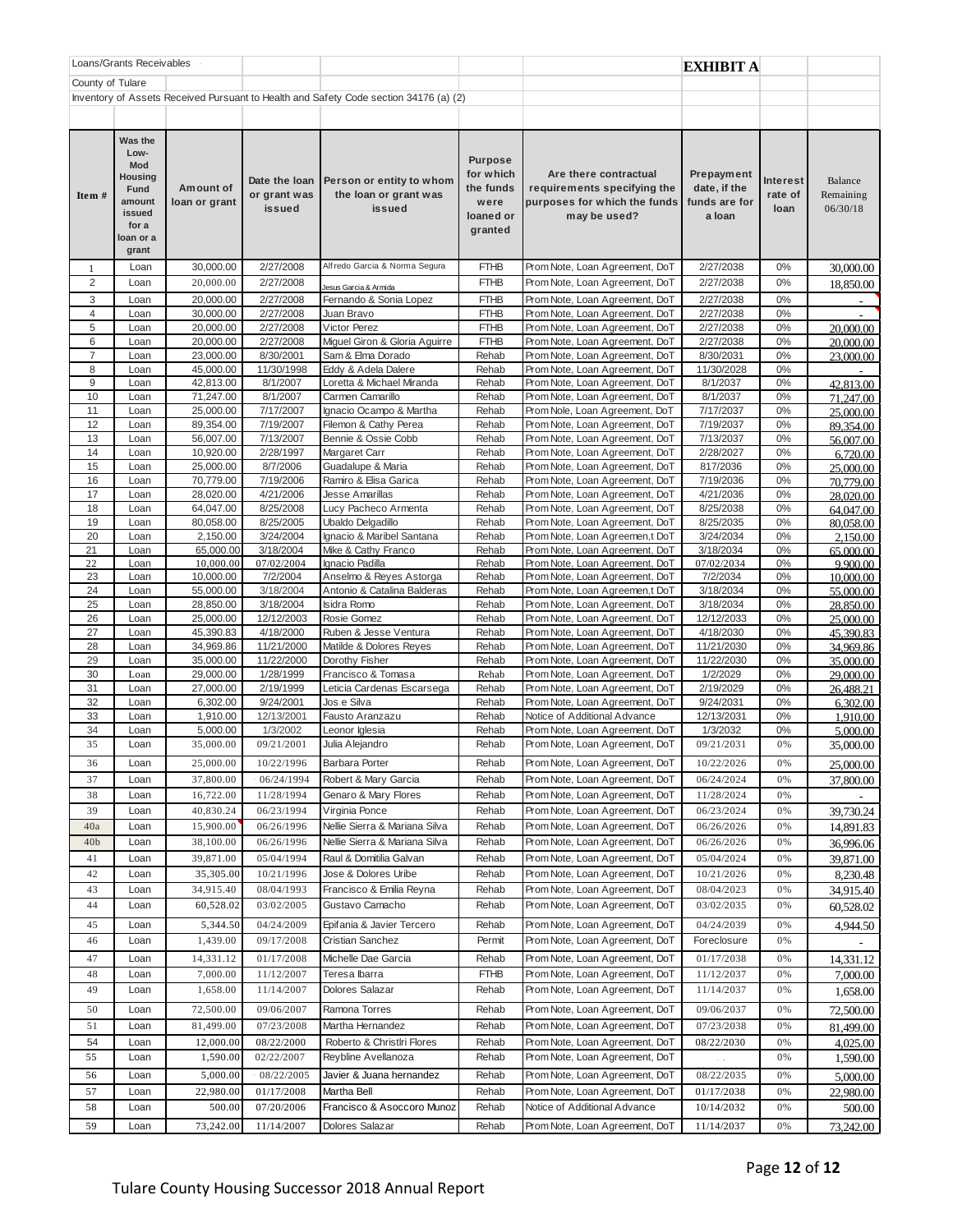Loans/Grants Receivables

County of Tulare

Inventory of Assets Received Pursuant to Health and Safety Code section 34176 (a) (2)

**EXHIBIT A**

| Item # | Was the Low-Mod Housing Fund amount issued for a loan or a grant | Amount of loan or grant | Date the loan or grant was issued | Person or entity to whom the loan or grant was issued | Purpose for which the funds were loaned or granted | Are there contractual requirements specifying the purposes for which the funds may be used? | Prepayment date, if the funds are for a loan | Interest rate of loan | Balance Remaining 06/30/18 |
|---|---|---|---|---|---|---|---|---|---|
| 1 | Loan | 30,000.00 | 2/27/2008 | Alfredo Garcia & Norma Segura | FTHB | Prom Note, Loan Agreement, DoT | 2/27/2038 | 0% | 30,000.00 |
| 2 | Loan | 20,000.00 | 2/27/2008 | Jesus Garcia & Armida | FTHB | Prom Note, Loan Agreement, DoT | 2/27/2038 | 0% | 18,850.00 |
| 3 | Loan | 20,000.00 | 2/27/2008 | Fernando & Sonia Lopez | FTHB | Prom Note, Loan Agreement, DoT | 2/27/2038 | 0% | - |
| 4 | Loan | 30,000.00 | 2/27/2008 | Juan Bravo | FTHB | Prom Note, Loan Agreement, DoT | 2/27/2038 | 0% | - |
| 5 | Loan | 20,000.00 | 2/27/2008 | Victor Perez | FTHB | Prom Note, Loan Agreement, DoT | 2/27/2038 | 0% | 20,000.00 |
| 6 | Loan | 20,000.00 | 2/27/2008 | Miguel Giron & Gloria Aguirre | FTHB | Prom Note, Loan Agreement, DoT | 2/27/2038 | 0% | 20,000.00 |
| 7 | Loan | 23,000.00 | 8/30/2001 | Sam & Elma Dorado | Rehab | Prom Note, Loan Agreement, DoT | 8/30/2031 | 0% | 23,000.00 |
| 8 | Loan | 45,000.00 | 11/30/1998 | Eddy & Adela Dalere | Rehab | Prom Note, Loan Agreement, DoT | 11/30/2028 | 0% | - |
| 9 | Loan | 42,813.00 | 8/1/2007 | Loretta & Michael Miranda | Rehab | Prom Note, Loan Agreement, DoT | 8/1/2037 | 0% | 42,813.00 |
| 10 | Loan | 71,247.00 | 8/1/2007 | Carmen Camarillo | Rehab | Prom Note, Loan Agreement, DoT | 8/1/2037 | 0% | 71,247.00 |
| 11 | Loan | 25,000.00 | 7/17/2007 | Ignacio Ocampo & Martha | Rehab | Prom Nole, Loan Agreement, DoT | 7/17/2037 | 0% | 25,000.00 |
| 12 | Loan | 89,354.00 | 7/19/2007 | Filemon & Cathy Perea | Rehab | Prom Note, Loan Agreement, DoT | 7/19/2037 | 0% | 89,354.00 |
| 13 | Loan | 56,007.00 | 7/13/2007 | Bennie & Ossie Cobb | Rehab | Prom Note, Loan Agreement, DoT | 7/13/2037 | 0% | 56,007.00 |
| 14 | Loan | 10,920.00 | 2/28/1997 | Margaret Carr | Rehab | Prom Note, Loan Agreement, DoT | 2/28/2027 | 0% | 6,720.00 |
| 15 | Loan | 25,000.00 | 8/7/2006 | Guadalupe & Maria | Rehab | Prom Note, Loan Agreement, DoT | 817/2036 | 0% | 25,000.00 |
| 16 | Loan | 70,779.00 | 7/19/2006 | Ramiro & Elisa Garica | Rehab | Prom Note, Loan Agreement, DoT | 7/19/2036 | 0% | 70,779.00 |
| 17 | Loan | 28,020.00 | 4/21/2006 | Jesse Amarillas | Rehab | Prom Note, Loan Agreement, DoT | 4/21/2036 | 0% | 28,020.00 |
| 18 | Loan | 64,047.00 | 8/25/2008 | Lucy Pacheco Armenta | Rehab | Prom Note, Loan Agreement, DoT | 8/25/2038 | 0% | 64,047.00 |
| 19 | Loan | 80,058.00 | 8/25/2005 | Ubaldo Delgadillo | Rehab | Prom Note, Loan Agreement, DoT | 8/25/2035 | 0% | 80,058.00 |
| 20 | Loan | 2,150.00 | 3/24/2004 | Ignacio & Maribel Santana | Rehab | Prom Note, Loan Agreemen,t DoT | 3/24/2034 | 0% | 2,150.00 |
| 21 | Loan | 65,000.00 | 3/18/2004 | Mike & Cathy Franco | Rehab | Prom Note, Loan Agreement, DoT | 3/18/2034 | 0% | 65,000.00 |
| 22 | Loan | 10,000.00 | 07/02/2004 | Ignacio Padilla | Rehab | Prom Note, Loan Agreement, DoT | 07/02/2034 | 0% | 9,900.00 |
| 23 | Loan | 10,000.00 | 7/2/2004 | Anselmo & Reyes Astorga | Rehab | Prom Note, Loan Agreement, DoT | 7/2/2034 | 0% | 10,000.00 |
| 24 | Loan | 55,000.00 | 3/18/2004 | Antonio & Catalina Balderas | Rehab | Prom Note, Loan Agreemen,t DoT | 3/18/2034 | 0% | 55,000.00 |
| 25 | Loan | 28,850.00 | 3/18/2004 | Isidra Romo | Rehab | Prom Note, Loan Agreement, DoT | 3/18/2034 | 0% | 28,850.00 |
| 26 | Loan | 25,000.00 | 12/12/2003 | Rosie Gomez | Rehab | Prom Note, Loan Agreement, DoT | 12/12/2033 | 0% | 25,000.00 |
| 27 | Loan | 45,390.83 | 4/18/2000 | Ruben & Jesse Ventura | Rehab | Prom Note, Loan Agreement, DoT | 4/18/2030 | 0% | 45,390.83 |
| 28 | Loan | 34,969.86 | 11/21/2000 | Matilde & Dolores Reyes | Rehab | Prom Note, Loan Agreement, DoT | 11/21/2030 | 0% | 34,969.86 |
| 29 | Loan | 35,000.00 | 11/22/2000 | Dorothy Fisher | Rehab | Prom Note, Loan Agreement, DoT | 11/22/2030 | 0% | 35,000.00 |
| 30 | Loan | 29,000.00 | 1/28/1999 | Francisco & Tomasa | Rehab | Prom Note, Loan Agreement, DoT | 1/2/2029 | 0% | 29,000.00 |
| 31 | Loan | 27,000.00 | 2/19/1999 | Leticia Cardenas Escarsega | Rehab | Prom Note, Loan Agreement, DoT | 2/19/2029 | 0% | 26,488.21 |
| 32 | Loan | 6,302.00 | 9/24/2001 | Jos e Silva | Rehab | Prom Note, Loan Agreement, DoT | 9/24/2031 | 0% | 6,302.00 |
| 33 | Loan | 1,910.00 | 12/13/2001 | Fausto Aranzazu | Rehab | Notice of Additional Advance | 12/13/2031 | 0% | 1,910.00 |
| 34 | Loan | 5,000.00 | 1/3/2002 | Leonor Iglesia | Rehab | Prom Note, Loan Agreement, DoT | 1/3/2032 | 0% | 5,000.00 |
| 35 | Loan | 35,000.00 | 09/21/2001 | Julia Alejandro | Rehab | Prom Note, Loan Agreement, DoT | 09/21/2031 | 0% | 35,000.00 |
| 36 | Loan | 25,000.00 | 10/22/1996 | Barbara Porter | Rehab | Prom Note, Loan Agreement, DoT | 10/22/2026 | 0% | 25,000.00 |
| 37 | Loan | 37,800.00 | 06/24/1994 | Robert & Mary Garcia | Rehab | Prom Note, Loan Agreement, DoT | 06/24/2024 | 0% | 37,800.00 |
| 38 | Loan | 16,722.00 | 11/28/1994 | Genaro & Mary Flores | Rehab | Prom Note, Loan Agreement, DoT | 11/28/2024 | 0% | - |
| 39 | Loan | 40,830.24 | 06/23/1994 | Virginia Ponce | Rehab | Prom Note, Loan Agreement, DoT | 06/23/2024 | 0% | 39,730.24 |
| 40a | Loan | 15,900.00 | 06/26/1996 | Nellie Sierra & Mariana Silva | Rehab | Prom Note, Loan Agreement, DoT | 06/26/2026 | 0% | 14,891.83 |
| 40b | Loan | 38,100.00 | 06/26/1996 | Nellie Sierra & Mariana Silva | Rehab | Prom Note, Loan Agreement, DoT | 06/26/2026 | 0% | 36,996.06 |
| 41 | Loan | 39,871.00 | 05/04/1994 | Raul & Domitilia Galvan | Rehab | Prom Note, Loan Agreement, DoT | 05/04/2024 | 0% | 39,871.00 |
| 42 | Loan | 35,305.00 | 10/21/1996 | Jose & Dolores Uribe | Rehab | Prom Note, Loan Agreement, DoT | 10/21/2026 | 0% | 8,230.48 |
| 43 | Loan | 34,915.40 | 08/04/1993 | Francisco & Emilia Reyna | Rehab | Prom Note, Loan Agreement, DoT | 08/04/2023 | 0% | 34,915.40 |
| 44 | Loan | 60,528.02 | 03/02/2005 | Gustavo Camacho | Rehab | Prom Note, Loan Agreement, DoT | 03/02/2035 | 0% | 60,528.02 |
| 45 | Loan | 5,344.50 | 04/24/2009 | Epifania & Javier Tercero | Rehab | Prom Note, Loan Agreement, DoT | 04/24/2039 | 0% | 4,944.50 |
| 46 | Loan | 1,439.00 | 09/17/2008 | Cristian Sanchez | Permit | Prom Note, Loan Agreement, DoT | Foreclosure | 0% | - |
| 47 | Loan | 14,331.12 | 01/17/2008 | Michelle Dae Garcia | Rehab | Prom Note, Loan Agreement, DoT | 01/17/2038 | 0% | 14,331.12 |
| 48 | Loan | 7,000.00 | 11/12/2007 | Teresa Ibarra | FTHB | Prom Note, Loan Agreement, DoT | 11/12/2037 | 0% | 7,000.00 |
| 49 | Loan | 1,658.00 | 11/14/2007 | Dolores Salazar | Rehab | Prom Note, Loan Agreement, DoT | 11/14/2037 | 0% | 1,658.00 |
| 50 | Loan | 72,500.00 | 09/06/2007 | Ramona Torres | Rehab | Prom Note, Loan Agreement, DoT | 09/06/2037 | 0% | 72,500.00 |
| 51 | Loan | 81,499.00 | 07/23/2008 | Martha Hernandez | Rehab | Prom Note, Loan Agreement, DoT | 07/23/2038 | 0% | 81,499.00 |
| 54 | Loan | 12,000.00 | 08/22/2000 | Roberto & Christlri Flores | Rehab | Prom Note, Loan Agreement, DoT | 08/22/2030 | 0% | 4,025.00 |
| 55 | Loan | 1,590.00 | 02/22/2007 | Reybline Avellanoza | Rehab | Prom Note, Loan Agreement, DoT | | 0% | 1,590.00 |
| 56 | Loan | 5,000.00 | 08/22/2005 | Javier & Juana hernandez | Rehab | Prom Note, Loan Agreement, DoT | 08/22/2035 | 0% | 5,000.00 |
| 57 | Loan | 22,980.00 | 01/17/2008 | Martha Bell | Rehab | Prom Note, Loan Agreement, DoT | 01/17/2038 | 0% | 22,980.00 |
| 58 | Loan | 500.00 | 07/20/2006 | Francisco & Asoccoro Munoz | Rehab | Notice of Additional Advance | 10/14/2032 | 0% | 500.00 |
| 59 | Loan | 73,242.00 | 11/14/2007 | Dolores Salazar | Rehab | Prom Note, Loan Agreement, DoT | 11/14/2037 | 0% | 73,242.00 |

Tulare County Housing Successor 2018 Annual Report